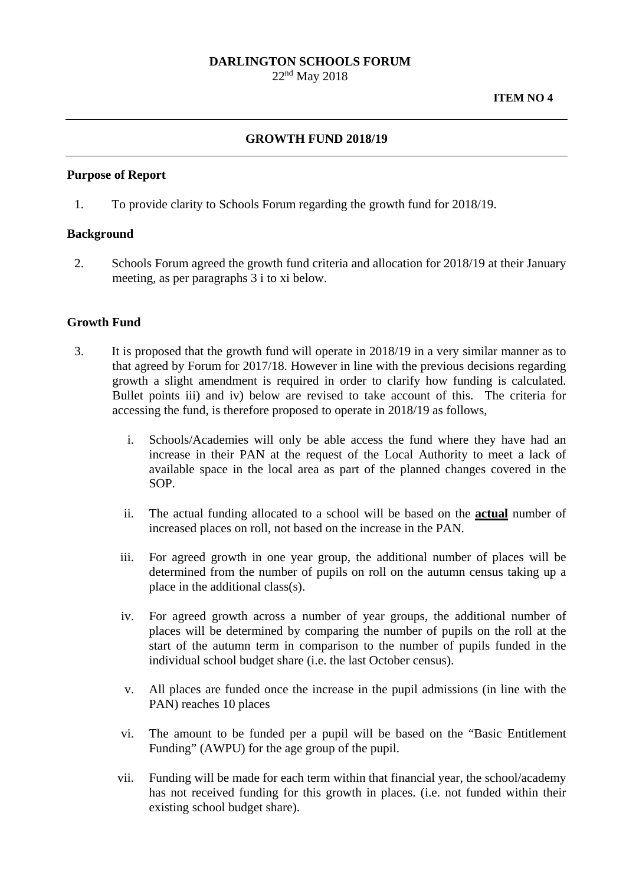**DARLINGTON SCHOOLS FORUM**
22nd May 2018

**ITEM NO 4**

---

## GROWTH FUND 2018/19

---

### Purpose of Report

1. To provide clarity to Schools Forum regarding the growth fund for 2018/19.

### Background

2. Schools Forum agreed the growth fund criteria and allocation for 2018/19 at their January meeting, as per paragraphs 3 i to xi below.

### Growth Fund

3. It is proposed that the growth fund will operate in 2018/19 in a very similar manner as to that agreed by Forum for 2017/18. However in line with the previous decisions regarding growth a slight amendment is required in order to clarify how funding is calculated. Bullet points iii) and iv) below are revised to take account of this. The criteria for accessing the fund, is therefore proposed to operate in 2018/19 as follows,

    i. Schools/Academies will only be able access the fund where they have had an increase in their PAN at the request of the Local Authority to meet a lack of available space in the local area as part of the planned changes covered in the SOP.

    ii. The actual funding allocated to a school will be based on the **actual** number of increased places on roll, not based on the increase in the PAN.

    iii. For agreed growth in one year group, the additional number of places will be determined from the number of pupils on roll on the autumn census taking up a place in the additional class(s).

    iv. For agreed growth across a number of year groups, the additional number of places will be determined by comparing the number of pupils on the roll at the start of the autumn term in comparison to the number of pupils funded in the individual school budget share (i.e. the last October census).

    v. All places are funded once the increase in the pupil admissions (in line with the PAN) reaches 10 places

    vi. The amount to be funded per a pupil will be based on the "Basic Entitlement Funding" (AWPU) for the age group of the pupil.

    vii. Funding will be made for each term within that financial year, the school/academy has not received funding for this growth in places. (i.e. not funded within their existing school budget share).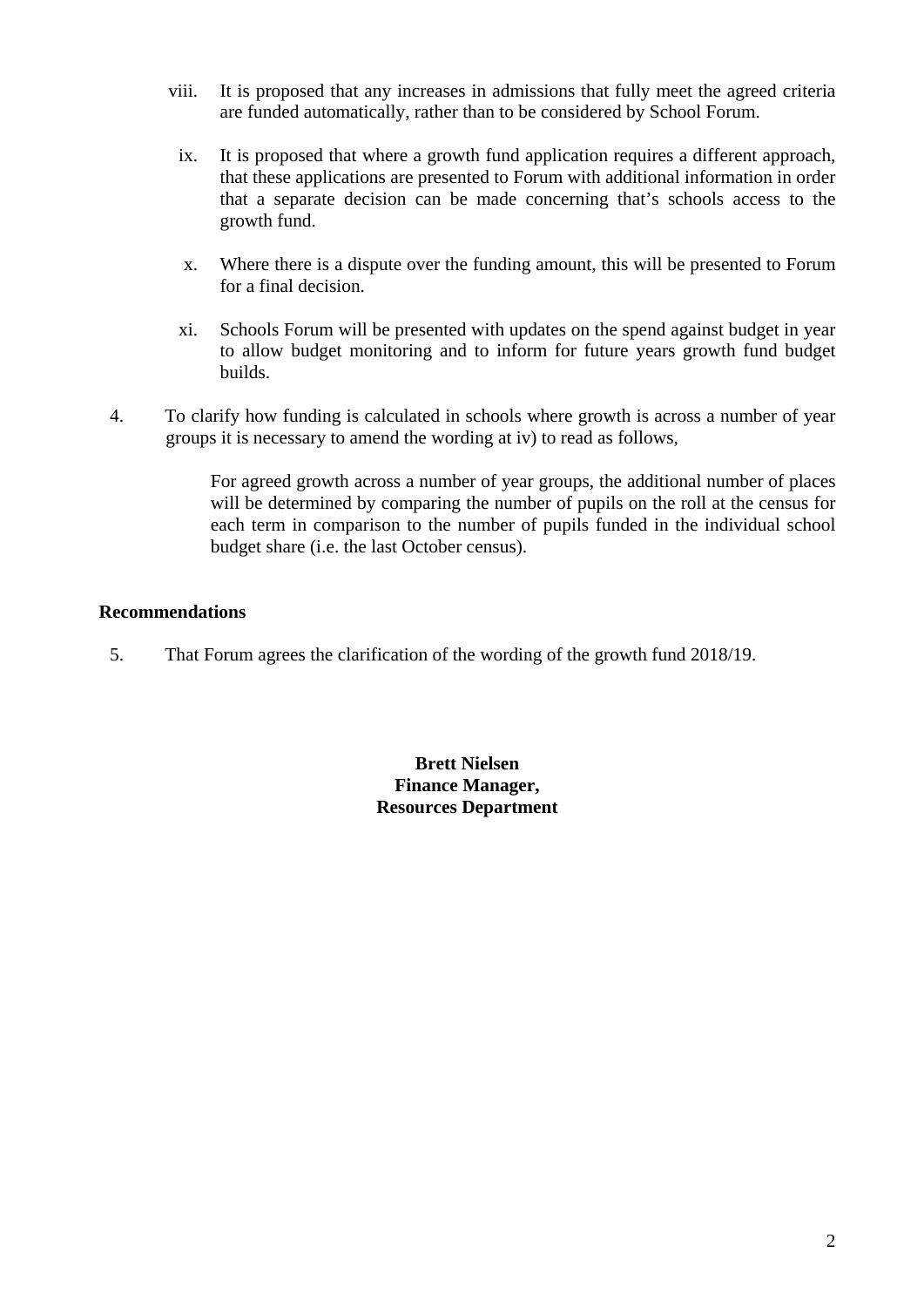viii. It is proposed that any increases in admissions that fully meet the agreed criteria are funded automatically, rather than to be considered by School Forum.

ix. It is proposed that where a growth fund application requires a different approach, that these applications are presented to Forum with additional information in order that a separate decision can be made concerning that's schools access to the growth fund.

x. Where there is a dispute over the funding amount, this will be presented to Forum for a final decision.

xi. Schools Forum will be presented with updates on the spend against budget in year to allow budget monitoring and to inform for future years growth fund budget builds.

4. To clarify how funding is calculated in schools where growth is across a number of year groups it is necessary to amend the wording at iv) to read as follows,

   For agreed growth across a number of year groups, the additional number of places will be determined by comparing the number of pupils on the roll at the census for each term in comparison to the number of pupils funded in the individual school budget share (i.e. the last October census).

**Recommendations**

5. That Forum agrees the clarification of the wording of the growth fund 2018/19.

**Brett Nielsen**
**Finance Manager,**
**Resources Department**